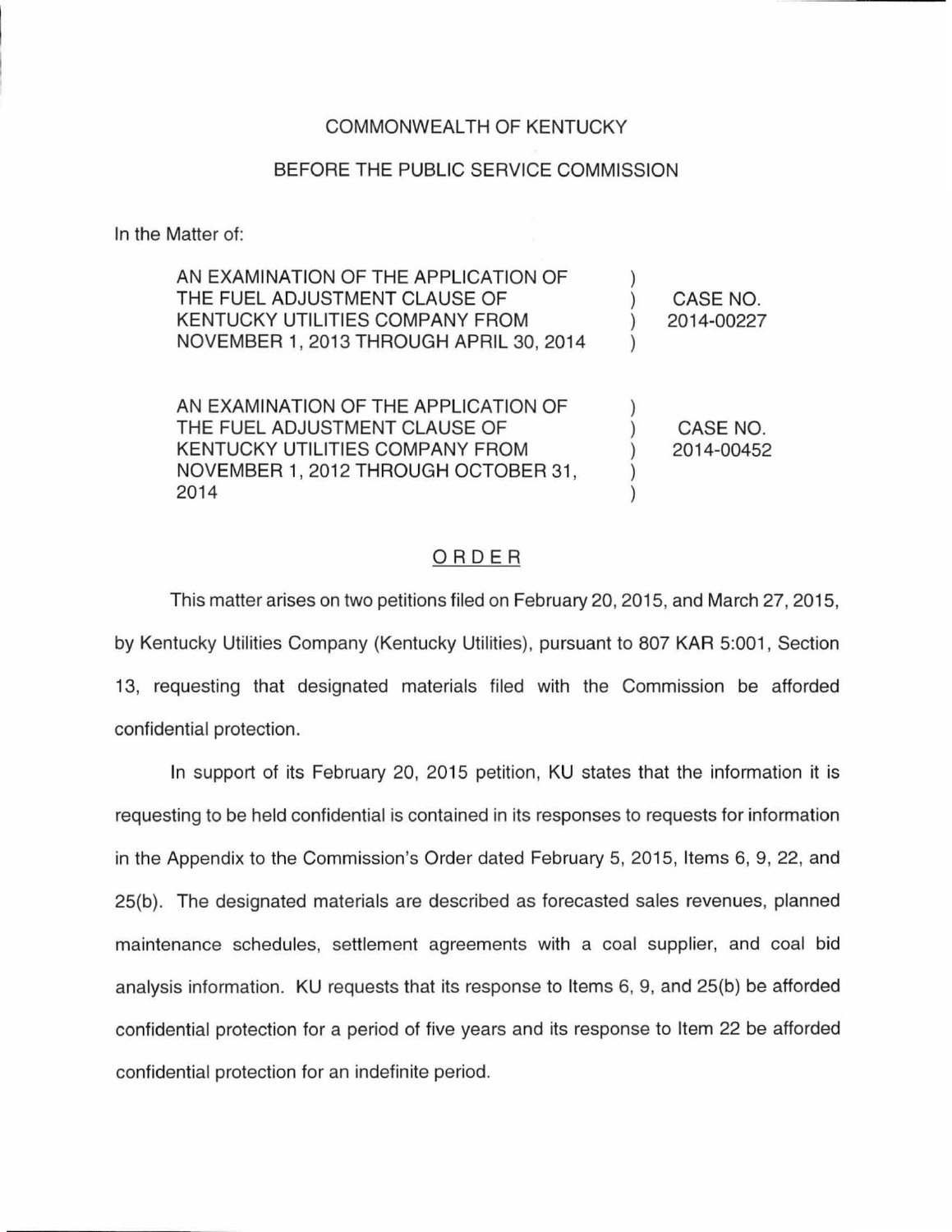COMMONWEALTH OF KENTUCKY

BEFORE THE PUBLIC SERVICE COMMISSION

In the Matter of:

| | | |
|---|---|---|
| AN EXAMINATION OF THE APPLICATION OF THE FUEL ADJUSTMENT CLAUSE OF KENTUCKY UTILITIES COMPANY FROM NOVEMBER 1, 2013 THROUGH APRIL 30, 2014 | ) | CASE NO. 2014-00227 |
| AN EXAMINATION OF THE APPLICATION OF THE FUEL ADJUSTMENT CLAUSE OF KENTUCKY UTILITIES COMPANY FROM NOVEMBER 1, 2012 THROUGH OCTOBER 31, 2014 | ) | CASE NO. 2014-00452 |

## ORDER

This matter arises on two petitions filed on February 20, 2015, and March 27, 2015, by Kentucky Utilities Company (Kentucky Utilities), pursuant to 807 KAR 5:001, Section 13, requesting that designated materials filed with the Commission be afforded confidential protection.

In support of its February 20, 2015 petition, KU states that the information it is requesting to be held confidential is contained in its responses to requests for information in the Appendix to the Commission's Order dated February 5, 2015, Items 6, 9, 22, and 25(b). The designated materials are described as forecasted sales revenues, planned maintenance schedules, settlement agreements with a coal supplier, and coal bid analysis information. KU requests that its response to Items 6, 9, and 25(b) be afforded confidential protection for a period of five years and its response to Item 22 be afforded confidential protection for an indefinite period.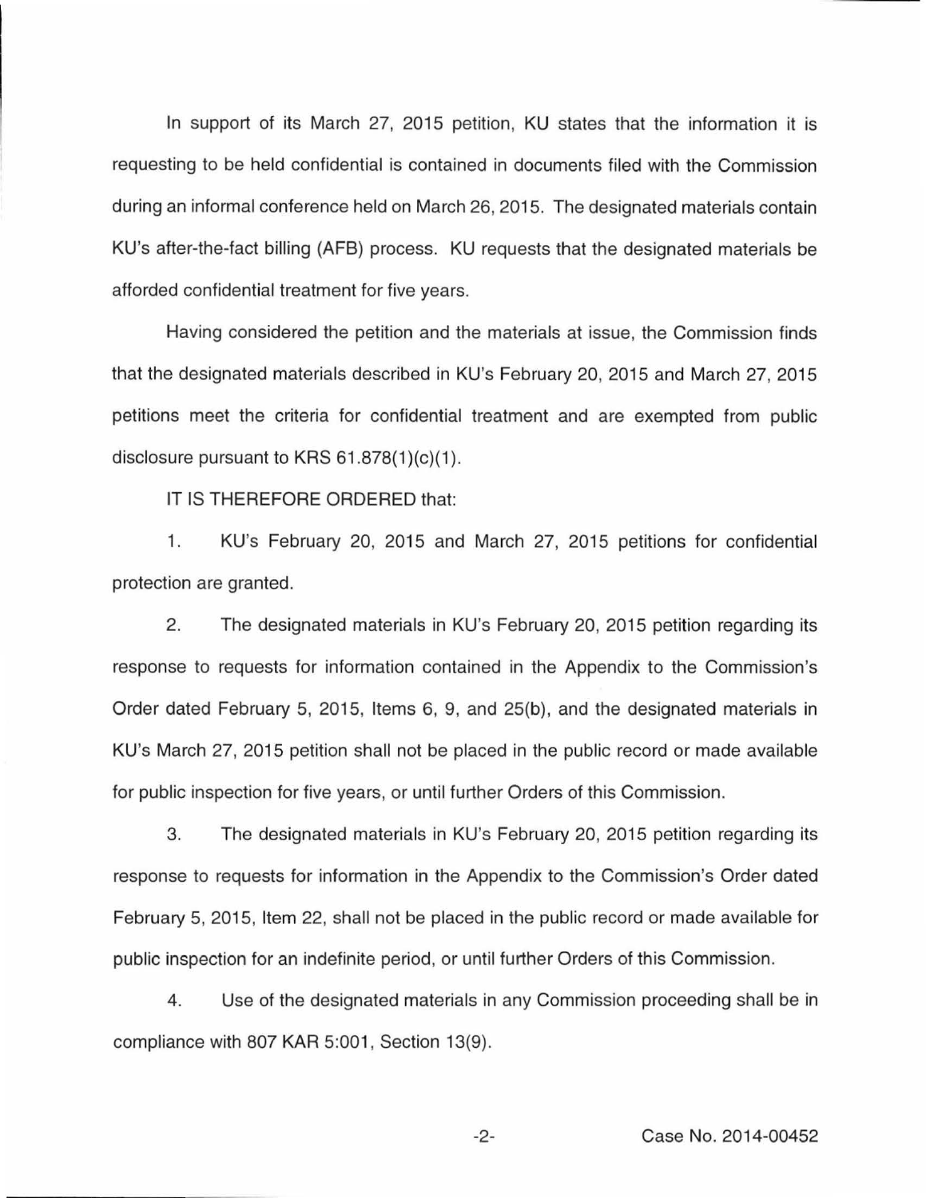In support of its March 27, 2015 petition, KU states that the information it is requesting to be held confidential is contained in documents filed with the Commission during an informal conference held on March 26, 2015. The designated materials contain KU's after-the-fact billing (AFB) process. KU requests that the designated materials be afforded confidential treatment for five years.

Having considered the petition and the materials at issue, the Commission finds that the designated materials described in KU's February 20, 2015 and March 27, 2015 petitions meet the criteria for confidential treatment and are exempted from public disclosure pursuant to KRS 61.878(1)(c)(1).

IT IS THEREFORE ORDERED that:

1. KU's February 20, 2015 and March 27, 2015 petitions for confidential protection are granted.

2. The designated materials in KU's February 20, 2015 petition regarding its response to requests for information contained in the Appendix to the Commission's Order dated February 5, 2015, Items 6, 9, and 25(b), and the designated materials in KU's March 27, 2015 petition shall not be placed in the public record or made available for public inspection for five years, or until further Orders of this Commission.

3. The designated materials in KU's February 20, 2015 petition regarding its response to requests for information in the Appendix to the Commission's Order dated February 5, 2015, Item 22, shall not be placed in the public record or made available for public inspection for an indefinite period, or until further Orders of this Commission.

4. Use of the designated materials in any Commission proceeding shall be in compliance with 807 KAR 5:001, Section 13(9).

Case No. 2014-00452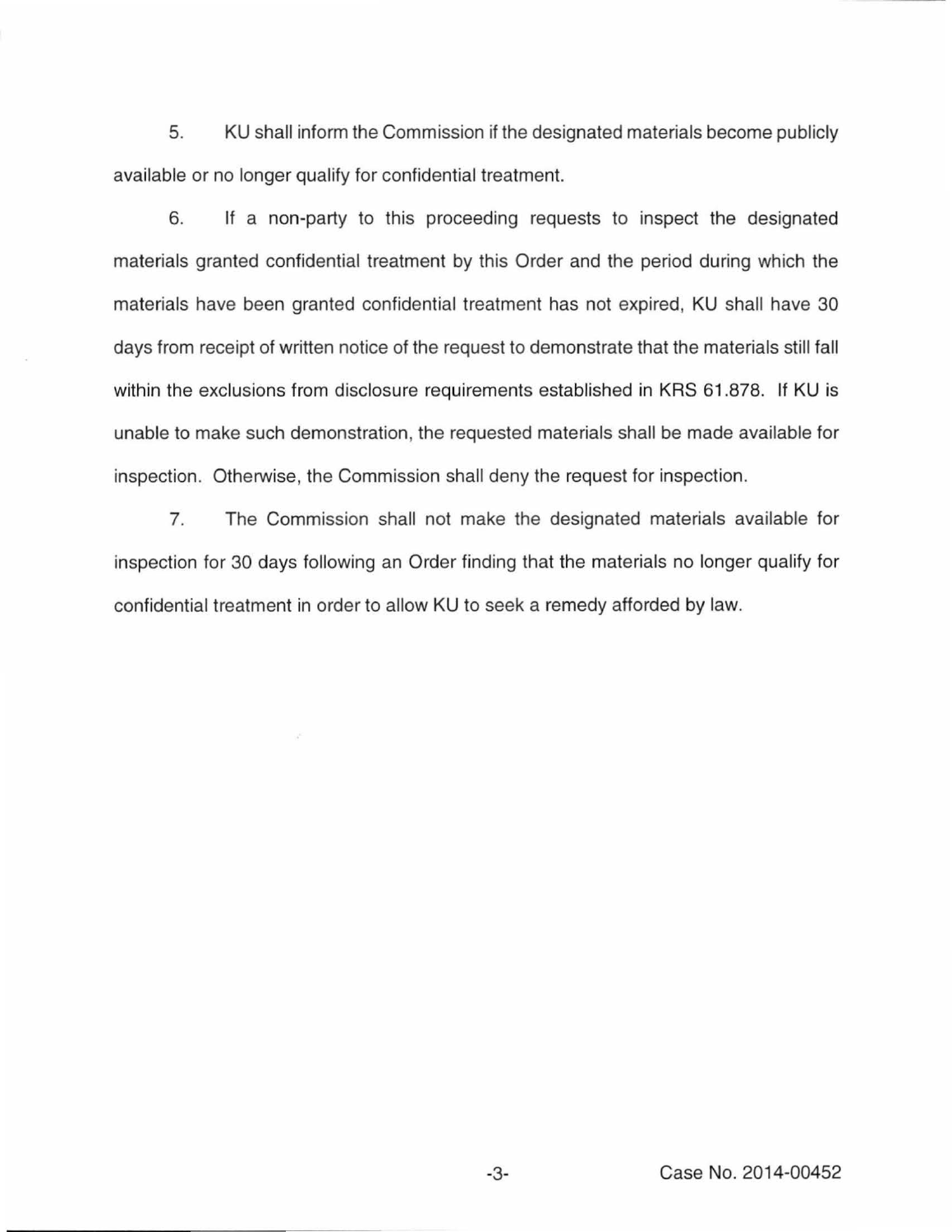5. KU shall inform the Commission if the designated materials become publicly available or no longer qualify for confidential treatment.

6. If a non-party to this proceeding requests to inspect the designated materials granted confidential treatment by this Order and the period during which the materials have been granted confidential treatment has not expired, KU shall have 30 days from receipt of written notice of the request to demonstrate that the materials still fall within the exclusions from disclosure requirements established in KRS 61.878. If KU is unable to make such demonstration, the requested materials shall be made available for inspection. Otherwise, the Commission shall deny the request for inspection.

7. The Commission shall not make the designated materials available for inspection for 30 days following an Order finding that the materials no longer qualify for confidential treatment in order to allow KU to seek a remedy afforded by law.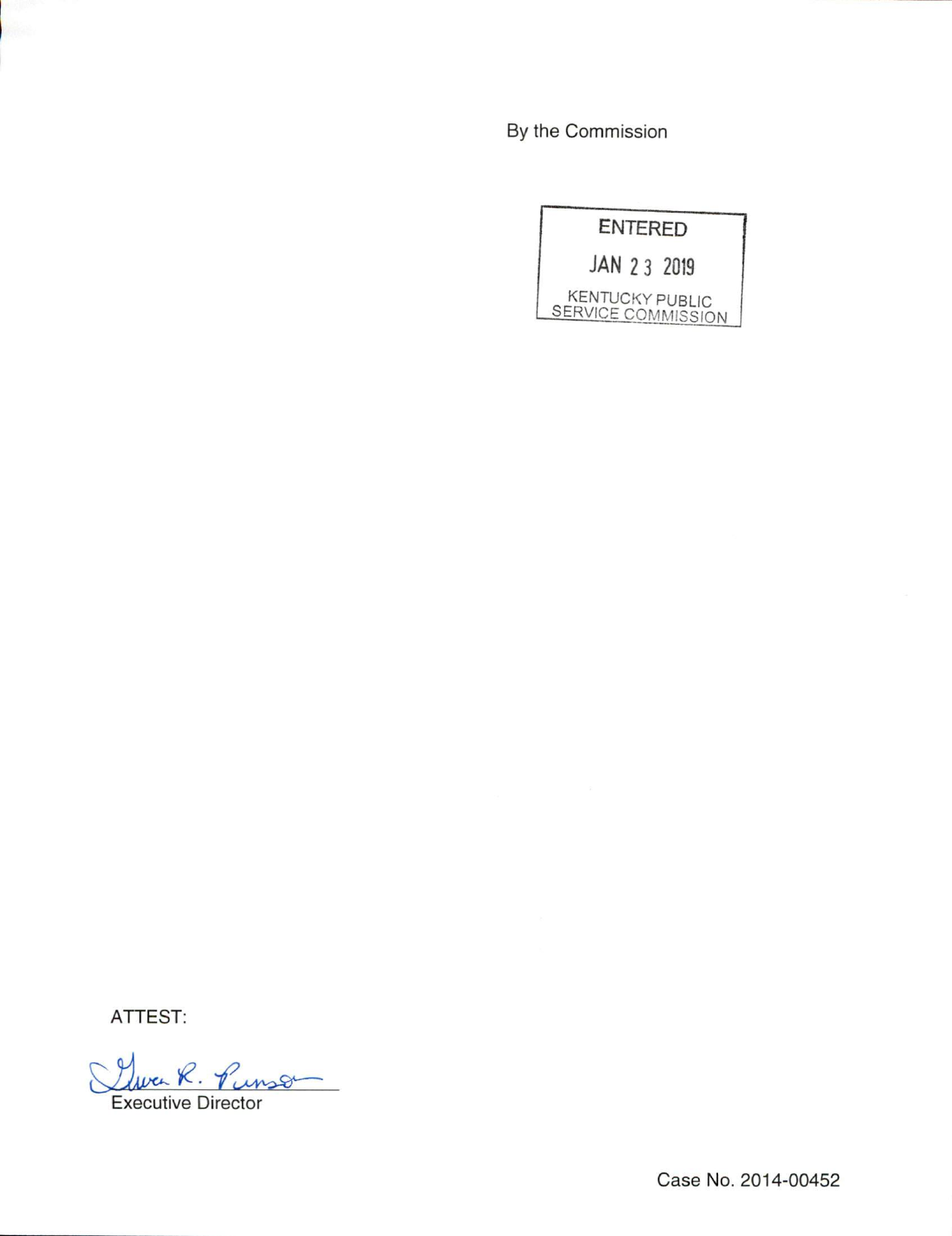By the Commission

ENTERED

JAN 23 2019

KENTUCKY PUBLIC SERVICE COMMISSION

ATTEST:

Gwen R. Pinson
Executive Director

Case No. 2014-00452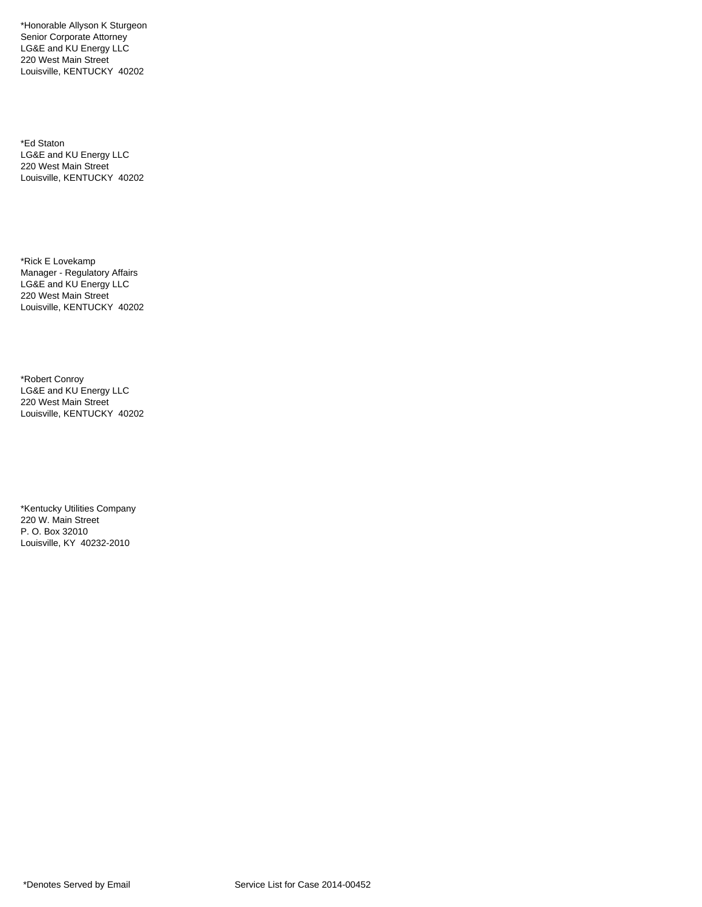*Honorable Allyson K Sturgeon
Senior Corporate Attorney
LG&E and KU Energy LLC
220 West Main Street
Louisville, KENTUCKY  40202

*Ed Staton
LG&E and KU Energy LLC
220 West Main Street
Louisville, KENTUCKY  40202

*Rick E Lovekamp
Manager - Regulatory Affairs
LG&E and KU Energy LLC
220 West Main Street
Louisville, KENTUCKY  40202

*Robert Conroy
LG&E and KU Energy LLC
220 West Main Street
Louisville, KENTUCKY  40202

*Kentucky Utilities Company
220 W. Main Street
P. O. Box 32010
Louisville, KY  40232-2010

*Denotes Served by Email

Service List for Case 2014-00452